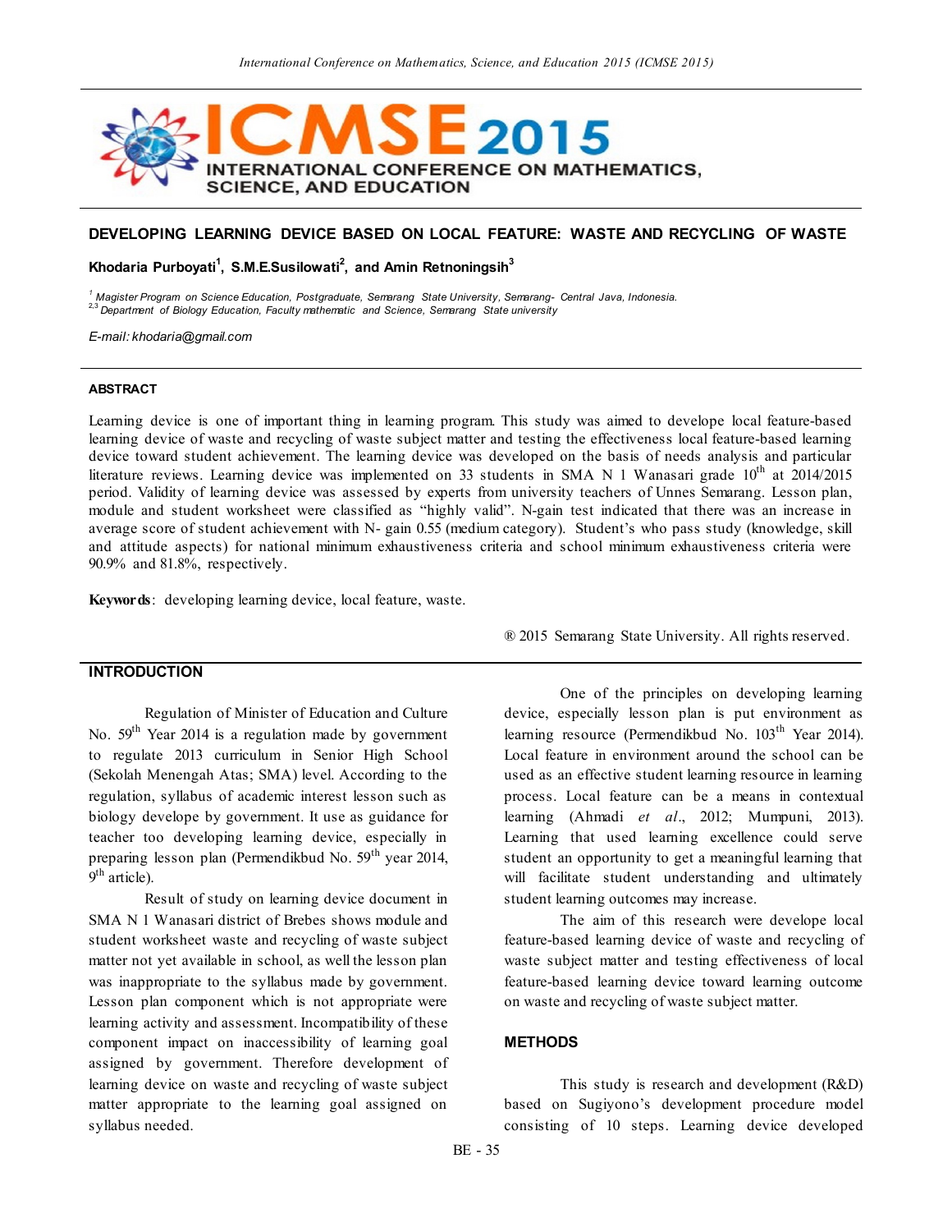# DEVELOPING LEARNING DEVICE BASED ON LOCAL FEATURE: WASTE AND RECYCLING OF WASTE

**Khodaria Purboyati[1], S.M.E.Susilowati[2], and Amin Retnoningsih[3]**

[1] *Magister Program on Science Education, Postgraduate, Semarang State University, Semarang- Central Java, Indonesia.*
[2,3] *Department of Biology Education, Faculty mathematic and Science, Semarang State university*

*E-mail: khodaria@gmail.com*

## ABSTRACT

Learning device is one of important thing in learning program. This study was aimed to develope local feature-based learning device of waste and recycling of waste subject matter and testing the effectiveness local feature-based learning device toward student achievement. The learning device was developed on the basis of needs analysis and particular literature reviews. Learning device was implemented on 33 students in SMA N 1 Wanasari grade 10$^{th}$ at 2014/2015 period. Validity of learning device was assessed by experts from university teachers of Unnes Semarang. Lesson plan, module and student worksheet were classified as "highly valid". N-gain test indicated that there was an increase in average score of student achievement with N- gain 0.55 (medium category). Student's who pass study (knowledge, skill and attitude aspects) for national minimum exhaustiveness criteria and school minimum exhaustiveness criteria were 90.9% and 81.8%, respectively.

**Keywords**: developing learning device, local feature, waste.

® 2015 Semarang State University. All rights reserved.

## INTRODUCTION

Regulation of Minister of Education and Culture No. 59$^{th}$ Year 2014 is a regulation made by government to regulate 2013 curriculum in Senior High School (Sekolah Menengah Atas; SMA) level. According to the regulation, syllabus of academic interest lesson such as biology develope by government. It use as guidance for teacher too developing learning device, especially in preparing lesson plan (Permendikbud No. 59$^{th}$ year 2014, 9$^{th}$ article).

Result of study on learning device document in SMA N 1 Wanasari district of Brebes shows module and student worksheet waste and recycling of waste subject matter not yet available in school, as well the lesson plan was inappropriate to the syllabus made by government. Lesson plan component which is not appropriate were learning activity and assessment. Incompatibility of these component impact on inaccessibility of learning goal assigned by government. Therefore development of learning device on waste and recycling of waste subject matter appropriate to the learning goal assigned on syllabus needed.

One of the principles on developing learning device, especially lesson plan is put environment as learning resource (Permendikbud No. 103$^{th}$ Year 2014). Local feature in environment around the school can be used as an effective student learning resource in learning process. Local feature can be a means in contextual learning (Ahmadi *et al*., 2012; Mumpuni, 2013). Learning that used learning excellence could serve student an opportunity to get a meaningful learning that will facilitate student understanding and ultimately student learning outcomes may increase.

The aim of this research were develope local feature-based learning device of waste and recycling of waste subject matter and testing effectiveness of local feature-based learning device toward learning outcome on waste and recycling of waste subject matter.

## METHODS

This study is research and development (R&D) based on Sugiyono's development procedure model consisting of 10 steps. Learning device developed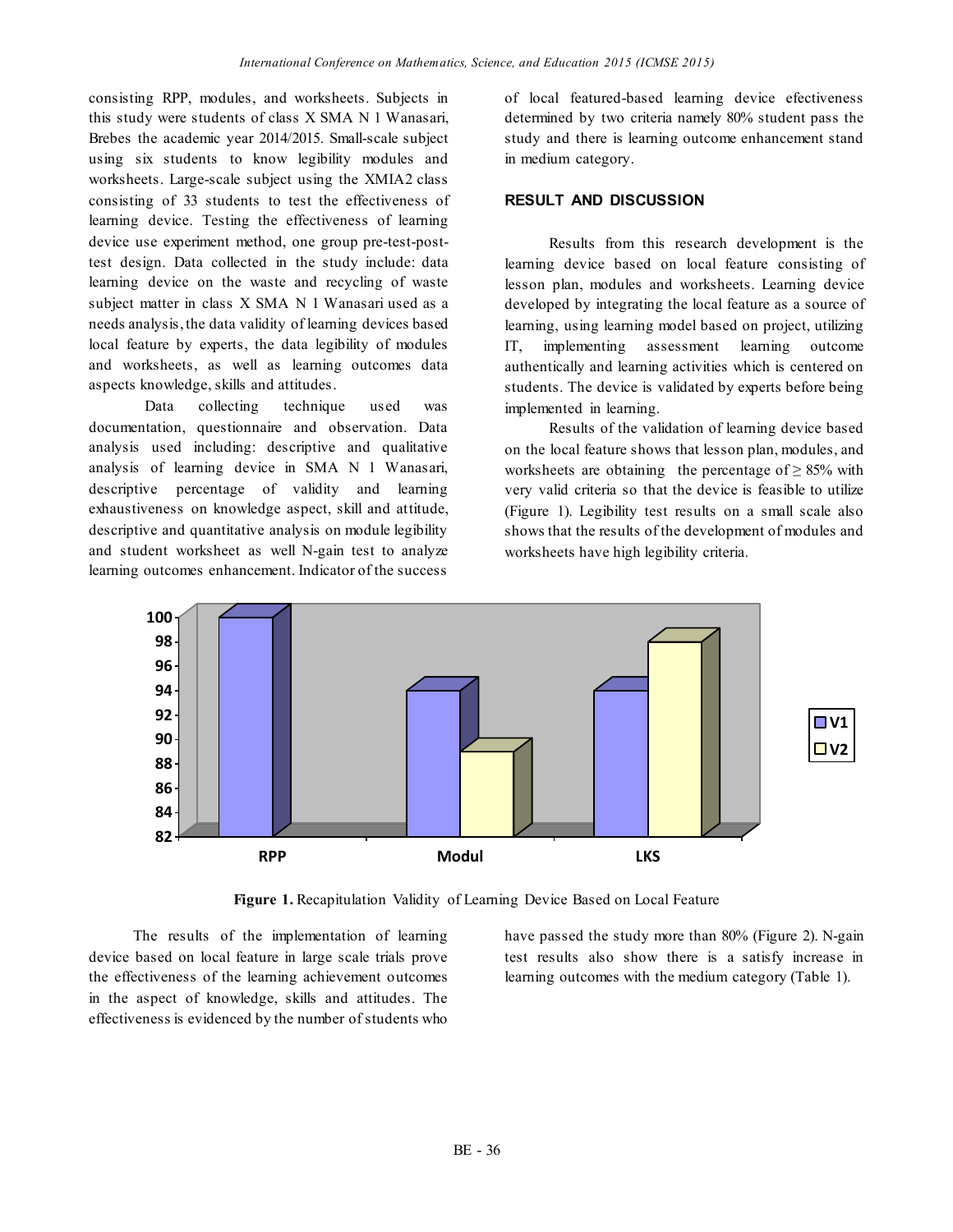consisting RPP, modules, and worksheets. Subjects in this study were students of class X SMA N 1 Wanasari, Brebes the academic year 2014/2015. Small-scale subject using six students to know legibility modules and worksheets. Large-scale subject using the XMIA2 class consisting of 33 students to test the effectiveness of learning device. Testing the effectiveness of learning device use experiment method, one group pre-test-post-test design. Data collected in the study include: data learning device on the waste and recycling of waste subject matter in class X SMA N 1 Wanasari used as a needs analysis, the data validity of learning devices based local feature by experts, the data legibility of modules and worksheets, as well as learning outcomes data aspects knowledge, skills and attitudes.

Data collecting technique used was documentation, questionnaire and observation. Data analysis used including: descriptive and qualitative analysis of learning device in SMA N 1 Wanasari, descriptive percentage of validity and learning exhaustiveness on knowledge aspect, skill and attitude, descriptive and quantitative analysis on module legibility and student worksheet as well N-gain test to analyze learning outcomes enhancement. Indicator of the success of local featured-based learning device efectiveness determined by two criteria namely 80% student pass the study and there is learning outcome enhancement stand in medium category.

## RESULT AND DISCUSSION

Results from this research development is the learning device based on local feature consisting of lesson plan, modules and worksheets. Learning device developed by integrating the local feature as a source of learning, using learning model based on project, utilizing IT, implementing assessment learning outcome authentically and learning activities which is centered on students. The device is validated by experts before being implemented in learning.

Results of the validation of learning device based on the local feature shows that lesson plan, modules, and worksheets are obtaining the percentage of $\geq$ 85% with very valid criteria so that the device is feasible to utilize (Figure 1). Legibility test results on a small scale also shows that the results of the development of modules and worksheets have high legibility criteria.

**Figure 1.** Recapitulation Validity of Learning Device Based on Local Feature

The results of the implementation of learning device based on local feature in large scale trials prove the effectiveness of the learning achievement outcomes in the aspect of knowledge, skills and attitudes. The effectiveness is evidenced by the number of students who have passed the study more than 80% (Figure 2). N-gain test results also show there is a satisfy increase in learning outcomes with the medium category (Table 1).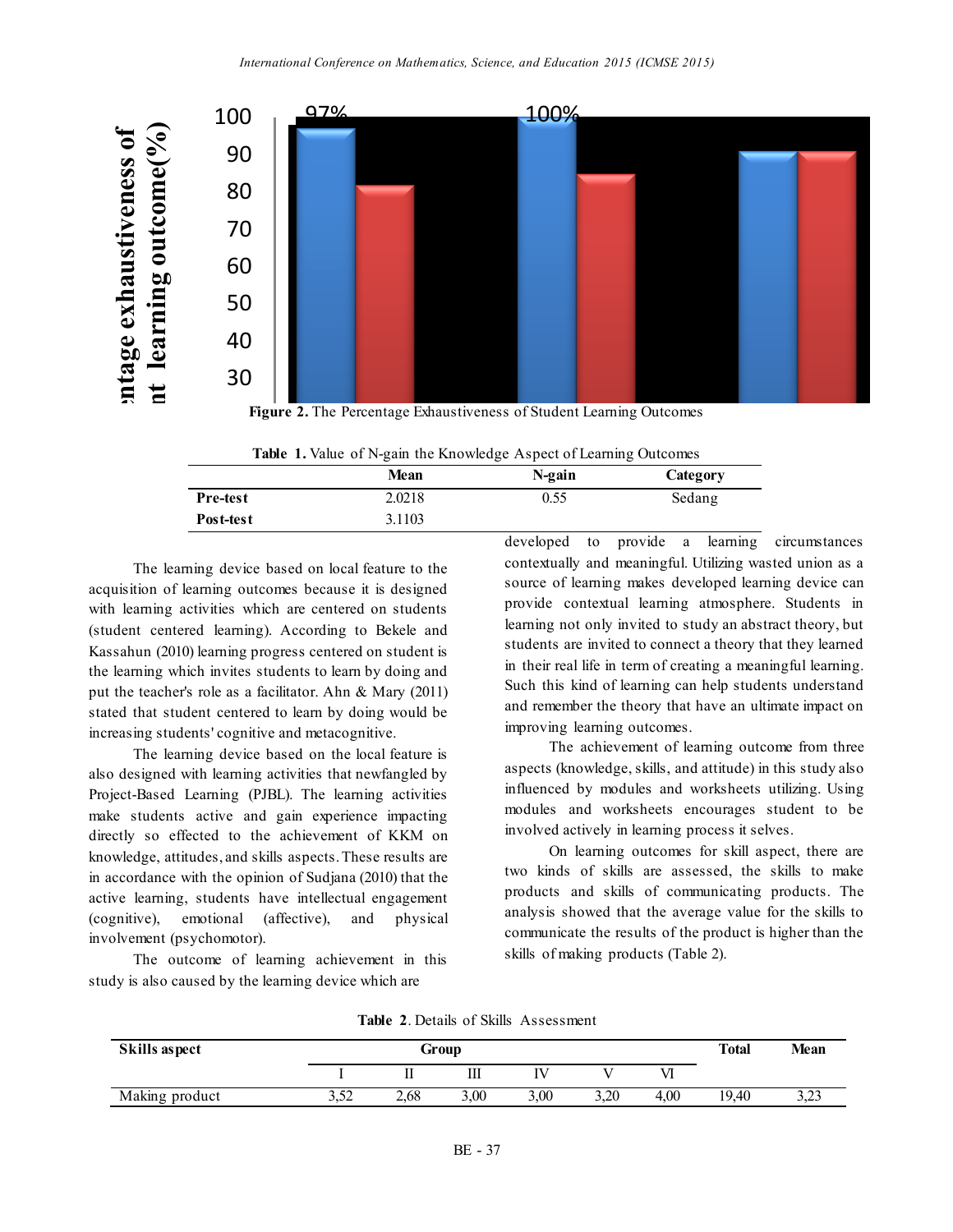Figure 2. The Percentage Exhaustiveness of Student Learning Outcomes

**Table 1.** Value of N-gain the Knowledge Aspect of Learning Outcomes

| | Mean | N-gain | Category |
|---|---|---|---|
| **Pre-test** | 2.0218 | 0.55 | Sedang |
| **Post-test** | 3.1103 | | |

The learning device based on local feature to the acquisition of learning outcomes because it is designed with learning activities which are centered on students (student centered learning). According to Bekele and Kassahun (2010) learning progress centered on student is the learning which invites students to learn by doing and put the teacher's role as a facilitator. Ahn & Mary (2011) stated that student centered to learn by doing would be increasing students' cognitive and metacognitive.

The learning device based on the local feature is also designed with learning activities that newfangled by Project-Based Learning (PJBL). The learning activities make students active and gain experience impacting directly so effected to the achievement of KKM on knowledge, attitudes, and skills aspects. These results are in accordance with the opinion of Sudjana (2010) that the active learning, students have intellectual engagement (cognitive), emotional (affective), and physical involvement (psychomotor).

The outcome of learning achievement in this study is also caused by the learning device which are developed to provide a learning circumstances contextually and meaningful. Utilizing wasted union as a source of learning makes developed learning device can provide contextual learning atmosphere. Students in learning not only invited to study an abstract theory, but students are invited to connect a theory that they learned in their real life in term of creating a meaningful learning. Such this kind of learning can help students understand and remember the theory that have an ultimate impact on improving learning outcomes.

The achievement of learning outcome from three aspects (knowledge, skills, and attitude) in this study also influenced by modules and worksheets utilizing. Using modules and worksheets encourages student to be involved actively in learning process it selves.

On learning outcomes for skill aspect, there are two kinds of skills are assessed, the skills to make products and skills of communicating products. The analysis showed that the average value for the skills to communicate the results of the product is higher than the skills of making products (Table 2).

**Table 2**. Details of Skills Assessment

| **Skills aspect** | **Group** | | | | | | **Total** | **Mean** |
|---|---|---|---|---|---|---|---|---|
| | I | II | III | IV | V | VI | | |
| Making product | 3,52 | 2,68 | 3,00 | 3,00 | 3,20 | 4,00 | 19,40 | 3,23 |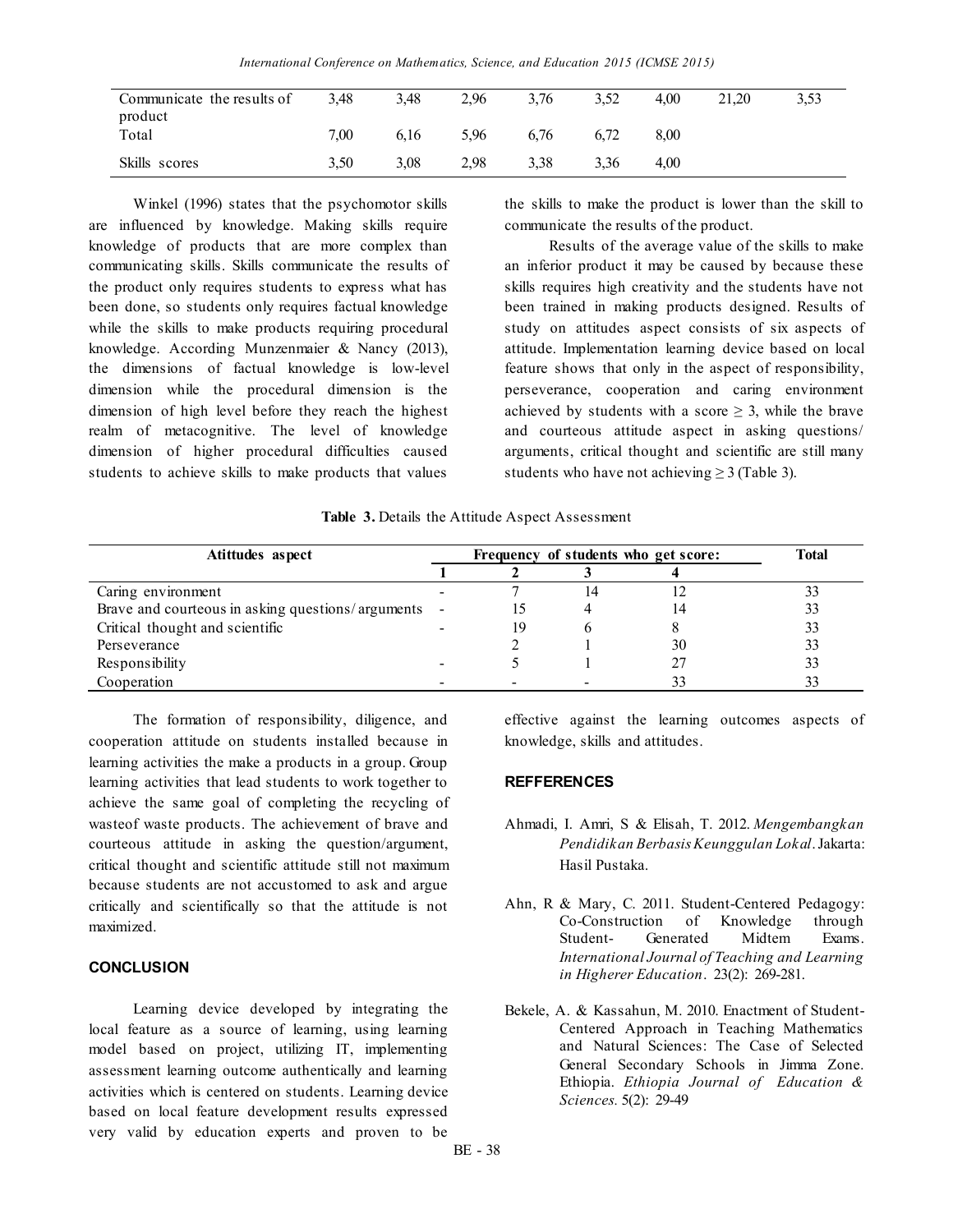| Communicate the results of product | 3,48 | 3,48 | 2,96 | 3,76 | 3,52 | 4,00 | 21,20 | 3,53 |
|---|---|---|---|---|---|---|---|---|
| Total | 7,00 | 6,16 | 5,96 | 6,76 | 6,72 | 8,00 | | |
| Skills scores | 3,50 | 3,08 | 2,98 | 3,38 | 3,36 | 4,00 | | |

Winkel (1996) states that the psychomotor skills are influenced by knowledge. Making skills require knowledge of products that are more complex than communicating skills. Skills communicate the results of the product only requires students to express what has been done, so students only requires factual knowledge while the skills to make products requiring procedural knowledge. According Munzenmaier & Nancy (2013), the dimensions of factual knowledge is low-level dimension while the procedural dimension is the dimension of high level before they reach the highest realm of metacognitive. The level of knowledge dimension of higher procedural difficulties caused students to achieve skills to make products that values the skills to make the product is lower than the skill to communicate the results of the product.

Results of the average value of the skills to make an inferior product it may be caused by because these skills requires high creativity and the students have not been trained in making products designed. Results of study on attitudes aspect consists of six aspects of attitude. Implementation learning device based on local feature shows that only in the aspect of responsibility, perseverance, cooperation and caring environment achieved by students with a score $\geq 3$, while the brave and courteous attitude aspect in asking questions/ arguments, critical thought and scientific are still many students who have not achieving $\geq 3$ (Table 3).

**Table 3.** Details the Attitude Aspect Assessment

| Atittudes aspect | Frequency of students who get score: | | | | Total |
|---|---|---|---|---|---|
| | 1 | 2 | 3 | 4 | |
| Caring environment | - | 7 | 14 | 12 | 33 |
| Brave and courteous in asking questions/ arguments | - | 15 | 4 | 14 | 33 |
| Critical thought and scientific | - | 19 | 6 | 8 | 33 |
| Perseverance | | 2 | 1 | 30 | 33 |
| Responsibility | - | 5 | 1 | 27 | 33 |
| Cooperation | - | - | - | 33 | 33 |

The formation of responsibility, diligence, and cooperation attitude on students installed because in learning activities the make a products in a group. Group learning activities that lead students to work together to achieve the same goal of completing the recycling of wasteof waste products. The achievement of brave and courteous attitude in asking the question/argument, critical thought and scientific attitude still not maximum because students are not accustomed to ask and argue critically and scientifically so that the attitude is not maximized.

## CONCLUSION

Learning device developed by integrating the local feature as a source of learning, using learning model based on project, utilizing IT, implementing assessment learning outcome authentically and learning activities which is centered on students. Learning device based on local feature development results expressed very valid by education experts and proven to be effective against the learning outcomes aspects of knowledge, skills and attitudes.

## REFFERENCES

Ahmadi, I. Amri, S & Elisah, T. 2012. *Mengembangkan Pendidikan Berbasis Keunggulan Lokal*. Jakarta: Hasil Pustaka.

Ahn, R & Mary, C. 2011. Student-Centered Pedagogy: Co-Construction of Knowledge through Student- Generated Midtem Exams. *International Journal of Teaching and Learning in Higherer Education*. 23(2): 269-281.

Bekele, A. & Kassahun, M. 2010. Enactment of Student-Centered Approach in Teaching Mathematics and Natural Sciences: The Case of Selected General Secondary Schools in Jimma Zone. Ethiopia. *Ethiopia Journal of Education & Sciences*. 5(2): 29-49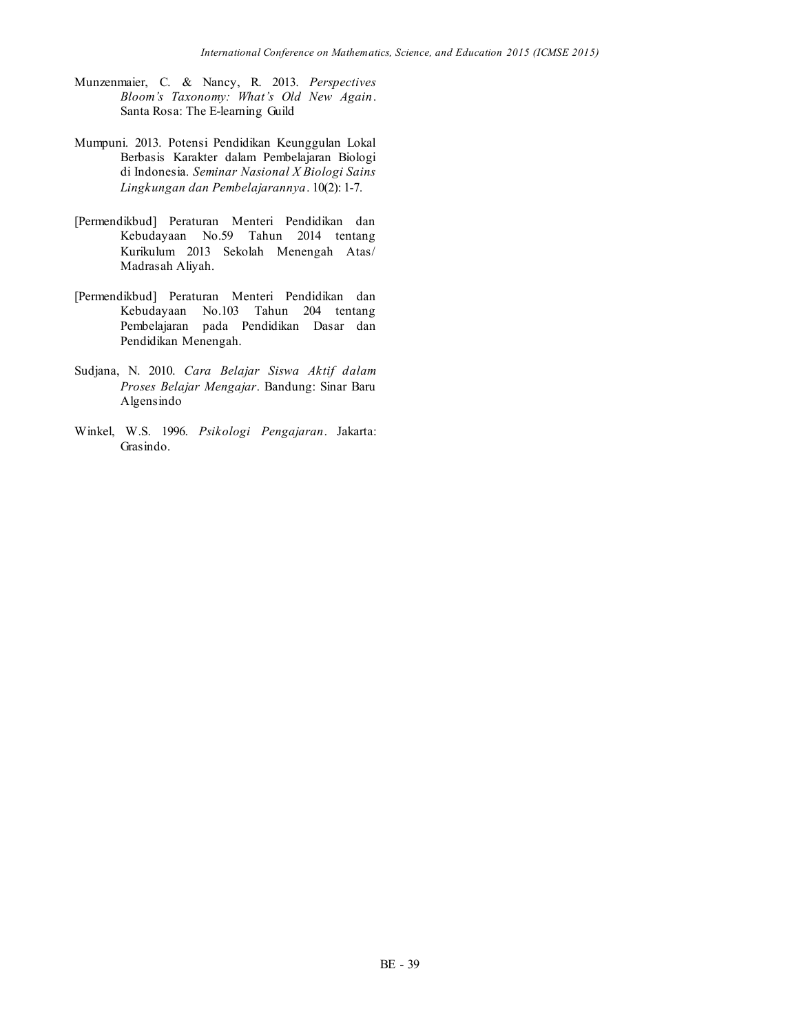Munzenmaier, C. & Nancy, R. 2013. *Perspectives Bloom's Taxonomy: What's Old New Again*. Santa Rosa: The E-learning Guild

Mumpuni. 2013. Potensi Pendidikan Keunggulan Lokal Berbasis Karakter dalam Pembelajaran Biologi di Indonesia. *Seminar Nasional X Biologi Sains Lingkungan dan Pembelajarannya*. 10(2): 1-7.

[Permendikbud] Peraturan Menteri Pendidikan dan Kebudayaan No.59 Tahun 2014 tentang Kurikulum 2013 Sekolah Menengah Atas/ Madrasah Aliyah.

[Permendikbud] Peraturan Menteri Pendidikan dan Kebudayaan No.103 Tahun 204 tentang Pembelajaran pada Pendidikan Dasar dan Pendidikan Menengah.

Sudjana, N. 2010. *Cara Belajar Siswa Aktif dalam Proses Belajar Mengajar*. Bandung: Sinar Baru Algensindo

Winkel, W.S. 1996. *Psikologi Pengajaran*. Jakarta: Grasindo.